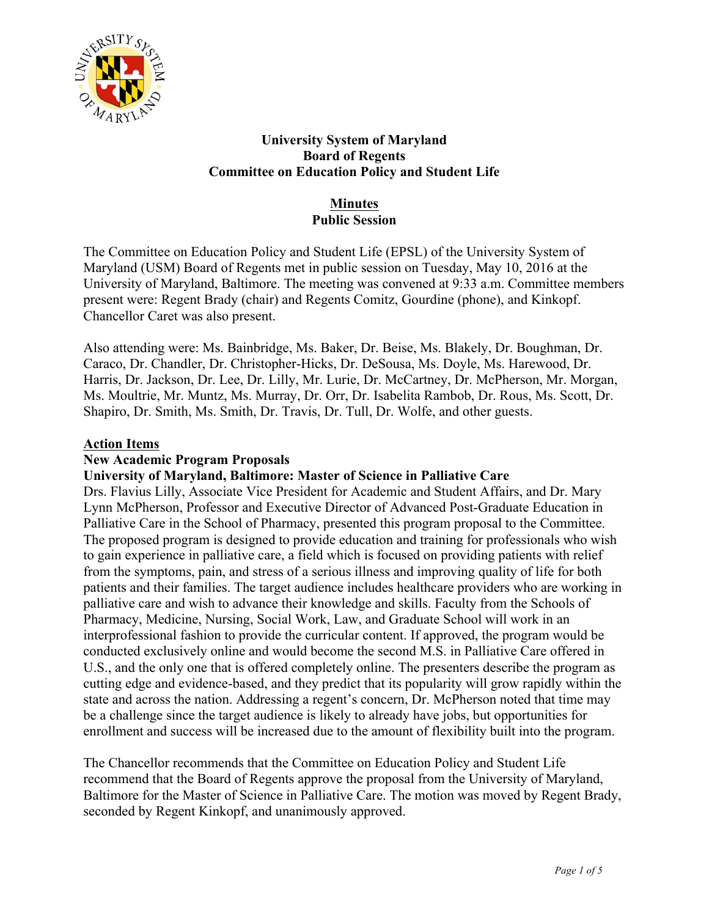# University System of Maryland
# Board of Regents
# Committee on Education Policy and Student Life

## Minutes
## Public Session

The Committee on Education Policy and Student Life (EPSL) of the University System of Maryland (USM) Board of Regents met in public session on Tuesday, May 10, 2016 at the University of Maryland, Baltimore. The meeting was convened at 9:33 a.m. Committee members present were: Regent Brady (chair) and Regents Comitz, Gourdine (phone), and Kinkopf. Chancellor Caret was also present.

Also attending were: Ms. Bainbridge, Ms. Baker, Dr. Beise, Ms. Blakely, Dr. Boughman, Dr. Caraco, Dr. Chandler, Dr. Christopher-Hicks, Dr. DeSousa, Ms. Doyle, Ms. Harewood, Dr. Harris, Dr. Jackson, Dr. Lee, Dr. Lilly, Mr. Lurie, Dr. McCartney, Dr. McPherson, Mr. Morgan, Ms. Moultrie, Mr. Muntz, Ms. Murray, Dr. Orr, Dr. Isabelita Rambob, Dr. Rous, Ms. Scott, Dr. Shapiro, Dr. Smith, Ms. Smith, Dr. Travis, Dr. Tull, Dr. Wolfe, and other guests.

**Action Items**

**New Academic Program Proposals**

**University of Maryland, Baltimore: Master of Science in Palliative Care**

Drs. Flavius Lilly, Associate Vice President for Academic and Student Affairs, and Dr. Mary Lynn McPherson, Professor and Executive Director of Advanced Post-Graduate Education in Palliative Care in the School of Pharmacy, presented this program proposal to the Committee. The proposed program is designed to provide education and training for professionals who wish to gain experience in palliative care, a field which is focused on providing patients with relief from the symptoms, pain, and stress of a serious illness and improving quality of life for both patients and their families. The target audience includes healthcare providers who are working in palliative care and wish to advance their knowledge and skills. Faculty from the Schools of Pharmacy, Medicine, Nursing, Social Work, Law, and Graduate School will work in an interprofessional fashion to provide the curricular content. If approved, the program would be conducted exclusively online and would become the second M.S. in Palliative Care offered in U.S., and the only one that is offered completely online. The presenters describe the program as cutting edge and evidence-based, and they predict that its popularity will grow rapidly within the state and across the nation. Addressing a regent's concern, Dr. McPherson noted that time may be a challenge since the target audience is likely to already have jobs, but opportunities for enrollment and success will be increased due to the amount of flexibility built into the program.

The Chancellor recommends that the Committee on Education Policy and Student Life recommend that the Board of Regents approve the proposal from the University of Maryland, Baltimore for the Master of Science in Palliative Care. The motion was moved by Regent Brady, seconded by Regent Kinkopf, and unanimously approved.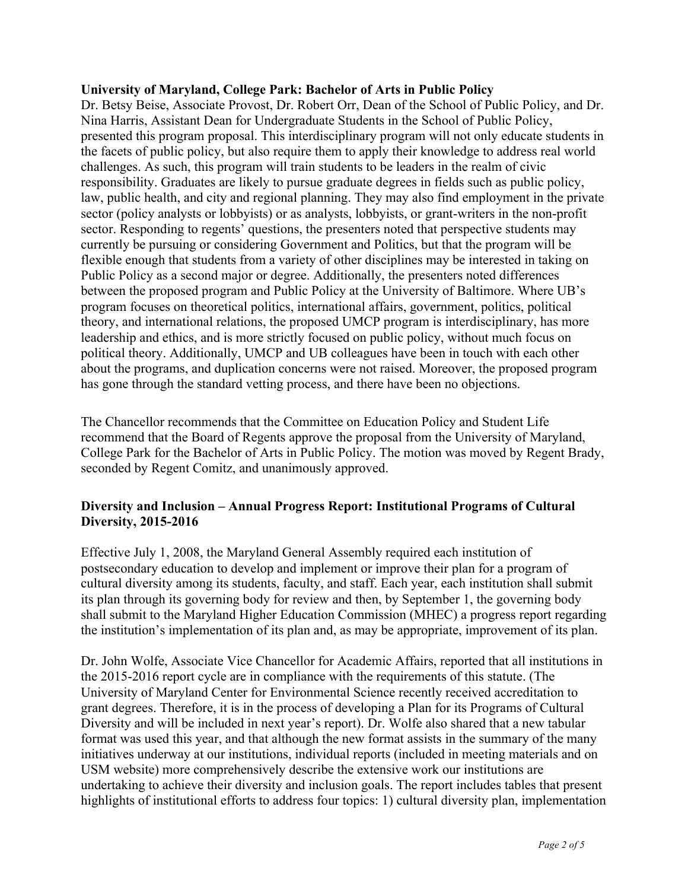**University of Maryland, College Park: Bachelor of Arts in Public Policy**

Dr. Betsy Beise, Associate Provost, Dr. Robert Orr, Dean of the School of Public Policy, and Dr. Nina Harris, Assistant Dean for Undergraduate Students in the School of Public Policy, presented this program proposal. This interdisciplinary program will not only educate students in the facets of public policy, but also require them to apply their knowledge to address real world challenges. As such, this program will train students to be leaders in the realm of civic responsibility. Graduates are likely to pursue graduate degrees in fields such as public policy, law, public health, and city and regional planning. They may also find employment in the private sector (policy analysts or lobbyists) or as analysts, lobbyists, or grant-writers in the non-profit sector. Responding to regents' questions, the presenters noted that perspective students may currently be pursuing or considering Government and Politics, but that the program will be flexible enough that students from a variety of other disciplines may be interested in taking on Public Policy as a second major or degree. Additionally, the presenters noted differences between the proposed program and Public Policy at the University of Baltimore. Where UB's program focuses on theoretical politics, international affairs, government, politics, political theory, and international relations, the proposed UMCP program is interdisciplinary, has more leadership and ethics, and is more strictly focused on public policy, without much focus on political theory. Additionally, UMCP and UB colleagues have been in touch with each other about the programs, and duplication concerns were not raised. Moreover, the proposed program has gone through the standard vetting process, and there have been no objections.

The Chancellor recommends that the Committee on Education Policy and Student Life recommend that the Board of Regents approve the proposal from the University of Maryland, College Park for the Bachelor of Arts in Public Policy. The motion was moved by Regent Brady, seconded by Regent Comitz, and unanimously approved.

**Diversity and Inclusion – Annual Progress Report: Institutional Programs of Cultural Diversity, 2015-2016**

Effective July 1, 2008, the Maryland General Assembly required each institution of postsecondary education to develop and implement or improve their plan for a program of cultural diversity among its students, faculty, and staff. Each year, each institution shall submit its plan through its governing body for review and then, by September 1, the governing body shall submit to the Maryland Higher Education Commission (MHEC) a progress report regarding the institution's implementation of its plan and, as may be appropriate, improvement of its plan.

Dr. John Wolfe, Associate Vice Chancellor for Academic Affairs, reported that all institutions in the 2015-2016 report cycle are in compliance with the requirements of this statute. (The University of Maryland Center for Environmental Science recently received accreditation to grant degrees. Therefore, it is in the process of developing a Plan for its Programs of Cultural Diversity and will be included in next year's report). Dr. Wolfe also shared that a new tabular format was used this year, and that although the new format assists in the summary of the many initiatives underway at our institutions, individual reports (included in meeting materials and on USM website) more comprehensively describe the extensive work our institutions are undertaking to achieve their diversity and inclusion goals. The report includes tables that present highlights of institutional efforts to address four topics: 1) cultural diversity plan, implementation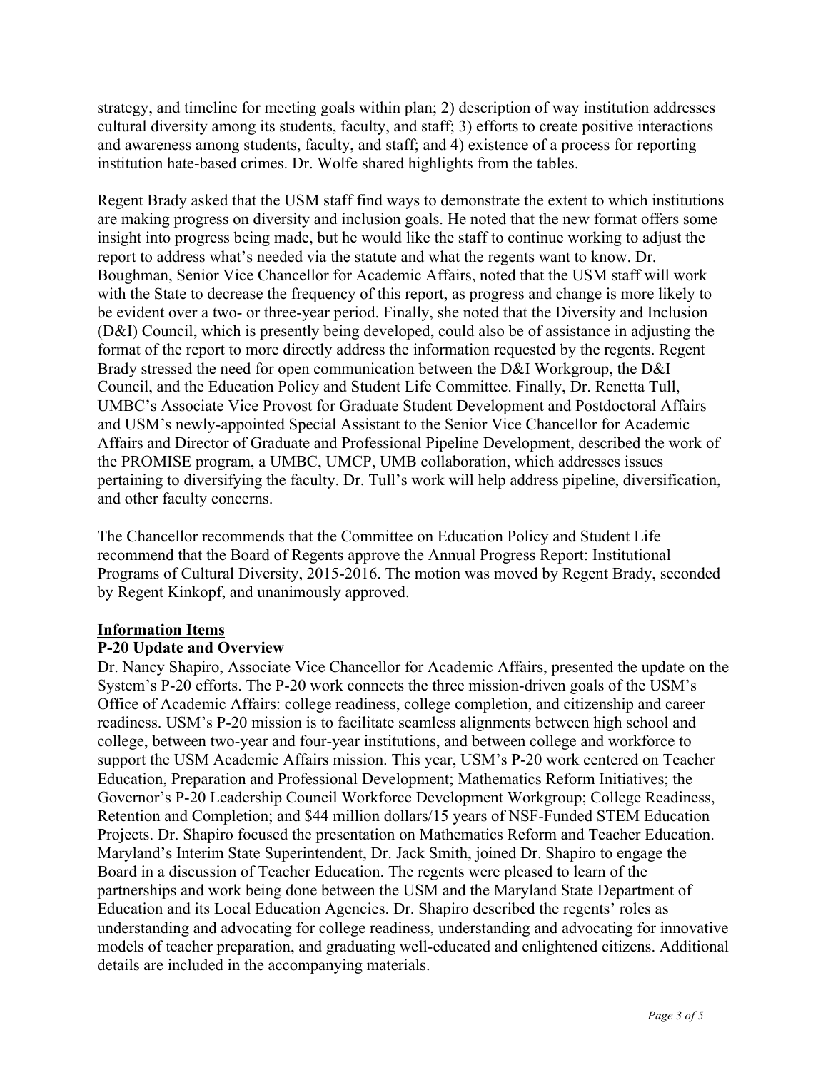strategy, and timeline for meeting goals within plan; 2) description of way institution addresses cultural diversity among its students, faculty, and staff; 3) efforts to create positive interactions and awareness among students, faculty, and staff; and 4) existence of a process for reporting institution hate-based crimes. Dr. Wolfe shared highlights from the tables.

Regent Brady asked that the USM staff find ways to demonstrate the extent to which institutions are making progress on diversity and inclusion goals. He noted that the new format offers some insight into progress being made, but he would like the staff to continue working to adjust the report to address what's needed via the statute and what the regents want to know. Dr. Boughman, Senior Vice Chancellor for Academic Affairs, noted that the USM staff will work with the State to decrease the frequency of this report, as progress and change is more likely to be evident over a two- or three-year period. Finally, she noted that the Diversity and Inclusion (D&I) Council, which is presently being developed, could also be of assistance in adjusting the format of the report to more directly address the information requested by the regents. Regent Brady stressed the need for open communication between the D&I Workgroup, the D&I Council, and the Education Policy and Student Life Committee. Finally, Dr. Renetta Tull, UMBC's Associate Vice Provost for Graduate Student Development and Postdoctoral Affairs and USM's newly-appointed Special Assistant to the Senior Vice Chancellor for Academic Affairs and Director of Graduate and Professional Pipeline Development, described the work of the PROMISE program, a UMBC, UMCP, UMB collaboration, which addresses issues pertaining to diversifying the faculty. Dr. Tull's work will help address pipeline, diversification, and other faculty concerns.

The Chancellor recommends that the Committee on Education Policy and Student Life recommend that the Board of Regents approve the Annual Progress Report: Institutional Programs of Cultural Diversity, 2015-2016. The motion was moved by Regent Brady, seconded by Regent Kinkopf, and unanimously approved.

**Information Items**

**P-20 Update and Overview**

Dr. Nancy Shapiro, Associate Vice Chancellor for Academic Affairs, presented the update on the System's P-20 efforts. The P-20 work connects the three mission-driven goals of the USM's Office of Academic Affairs: college readiness, college completion, and citizenship and career readiness. USM's P-20 mission is to facilitate seamless alignments between high school and college, between two-year and four-year institutions, and between college and workforce to support the USM Academic Affairs mission. This year, USM's P-20 work centered on Teacher Education, Preparation and Professional Development; Mathematics Reform Initiatives; the Governor's P-20 Leadership Council Workforce Development Workgroup; College Readiness, Retention and Completion; and $44 million dollars/15 years of NSF-Funded STEM Education Projects. Dr. Shapiro focused the presentation on Mathematics Reform and Teacher Education. Maryland's Interim State Superintendent, Dr. Jack Smith, joined Dr. Shapiro to engage the Board in a discussion of Teacher Education. The regents were pleased to learn of the partnerships and work being done between the USM and the Maryland State Department of Education and its Local Education Agencies. Dr. Shapiro described the regents' roles as understanding and advocating for college readiness, understanding and advocating for innovative models of teacher preparation, and graduating well-educated and enlightened citizens. Additional details are included in the accompanying materials.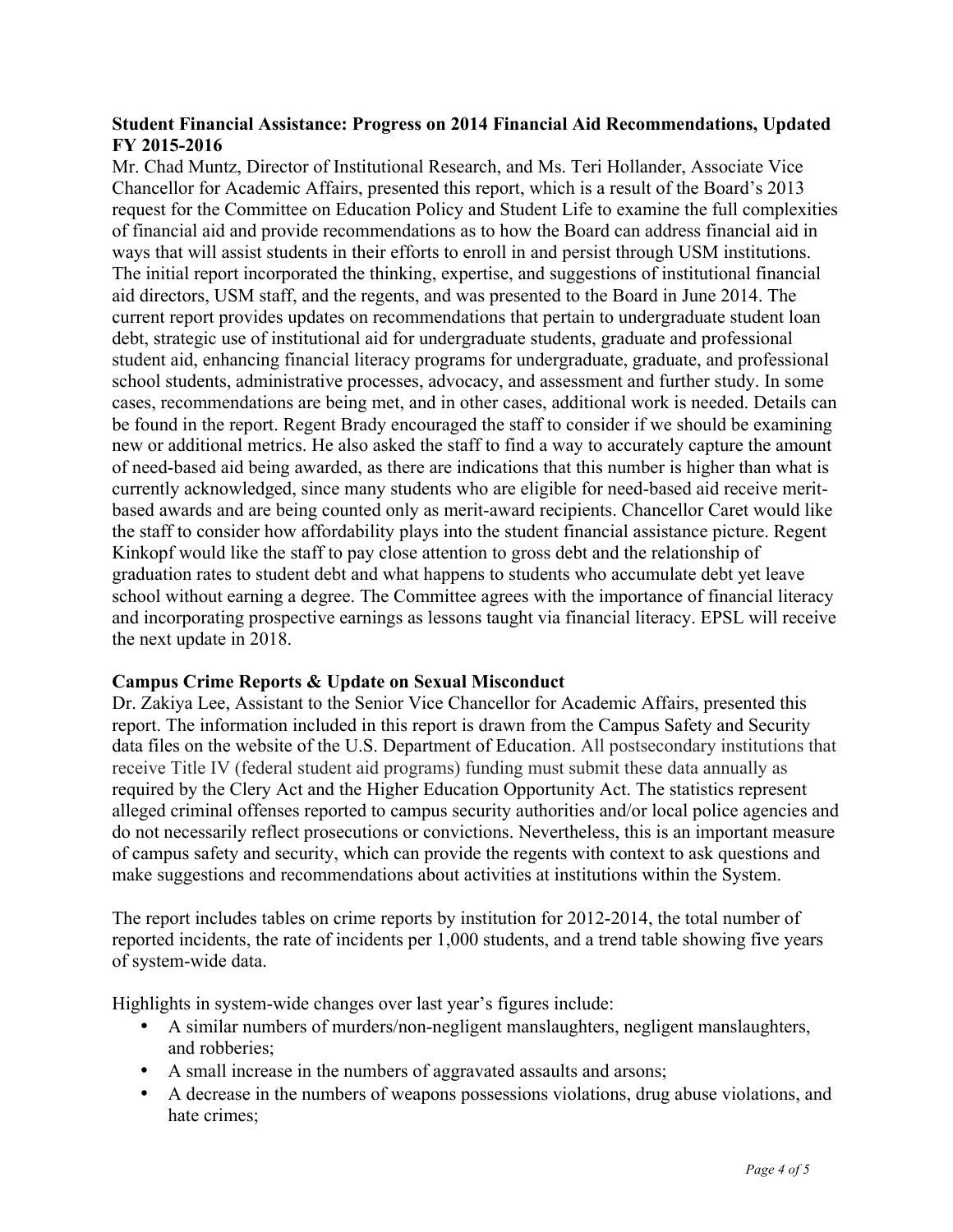**Student Financial Assistance: Progress on 2014 Financial Aid Recommendations, Updated FY 2015-2016**

Mr. Chad Muntz, Director of Institutional Research, and Ms. Teri Hollander, Associate Vice Chancellor for Academic Affairs, presented this report, which is a result of the Board's 2013 request for the Committee on Education Policy and Student Life to examine the full complexities of financial aid and provide recommendations as to how the Board can address financial aid in ways that will assist students in their efforts to enroll in and persist through USM institutions. The initial report incorporated the thinking, expertise, and suggestions of institutional financial aid directors, USM staff, and the regents, and was presented to the Board in June 2014. The current report provides updates on recommendations that pertain to undergraduate student loan debt, strategic use of institutional aid for undergraduate students, graduate and professional student aid, enhancing financial literacy programs for undergraduate, graduate, and professional school students, administrative processes, advocacy, and assessment and further study. In some cases, recommendations are being met, and in other cases, additional work is needed. Details can be found in the report. Regent Brady encouraged the staff to consider if we should be examining new or additional metrics. He also asked the staff to find a way to accurately capture the amount of need-based aid being awarded, as there are indications that this number is higher than what is currently acknowledged, since many students who are eligible for need-based aid receive merit-based awards and are being counted only as merit-award recipients. Chancellor Caret would like the staff to consider how affordability plays into the student financial assistance picture. Regent Kinkopf would like the staff to pay close attention to gross debt and the relationship of graduation rates to student debt and what happens to students who accumulate debt yet leave school without earning a degree. The Committee agrees with the importance of financial literacy and incorporating prospective earnings as lessons taught via financial literacy. EPSL will receive the next update in 2018.

**Campus Crime Reports & Update on Sexual Misconduct**

Dr. Zakiya Lee, Assistant to the Senior Vice Chancellor for Academic Affairs, presented this report. The information included in this report is drawn from the Campus Safety and Security data files on the website of the U.S. Department of Education. All postsecondary institutions that receive Title IV (federal student aid programs) funding must submit these data annually as required by the Clery Act and the Higher Education Opportunity Act. The statistics represent alleged criminal offenses reported to campus security authorities and/or local police agencies and do not necessarily reflect prosecutions or convictions. Nevertheless, this is an important measure of campus safety and security, which can provide the regents with context to ask questions and make suggestions and recommendations about activities at institutions within the System.

The report includes tables on crime reports by institution for 2012-2014, the total number of reported incidents, the rate of incidents per 1,000 students, and a trend table showing five years of system-wide data.

Highlights in system-wide changes over last year's figures include:

- A similar numbers of murders/non-negligent manslaughters, negligent manslaughters, and robberies;
- A small increase in the numbers of aggravated assaults and arsons;
- A decrease in the numbers of weapons possessions violations, drug abuse violations, and hate crimes;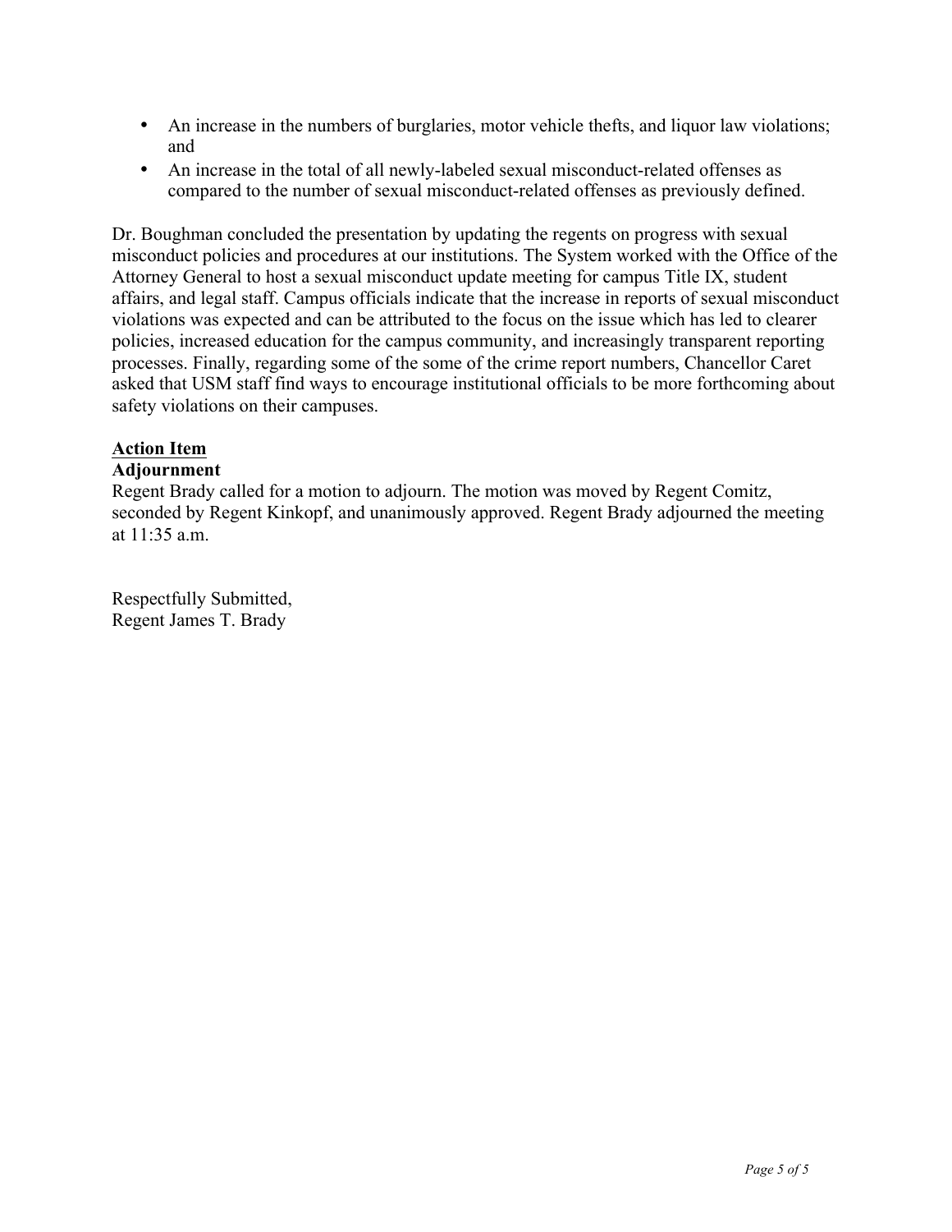- An increase in the numbers of burglaries, motor vehicle thefts, and liquor law violations; and
- An increase in the total of all newly-labeled sexual misconduct-related offenses as compared to the number of sexual misconduct-related offenses as previously defined.

Dr. Boughman concluded the presentation by updating the regents on progress with sexual misconduct policies and procedures at our institutions. The System worked with the Office of the Attorney General to host a sexual misconduct update meeting for campus Title IX, student affairs, and legal staff. Campus officials indicate that the increase in reports of sexual misconduct violations was expected and can be attributed to the focus on the issue which has led to clearer policies, increased education for the campus community, and increasingly transparent reporting processes. Finally, regarding some of the some of the crime report numbers, Chancellor Caret asked that USM staff find ways to encourage institutional officials to be more forthcoming about safety violations on their campuses.

**Action Item**
**Adjournment**
Regent Brady called for a motion to adjourn. The motion was moved by Regent Comitz, seconded by Regent Kinkopf, and unanimously approved. Regent Brady adjourned the meeting at 11:35 a.m.

Respectfully Submitted,
Regent James T. Brady